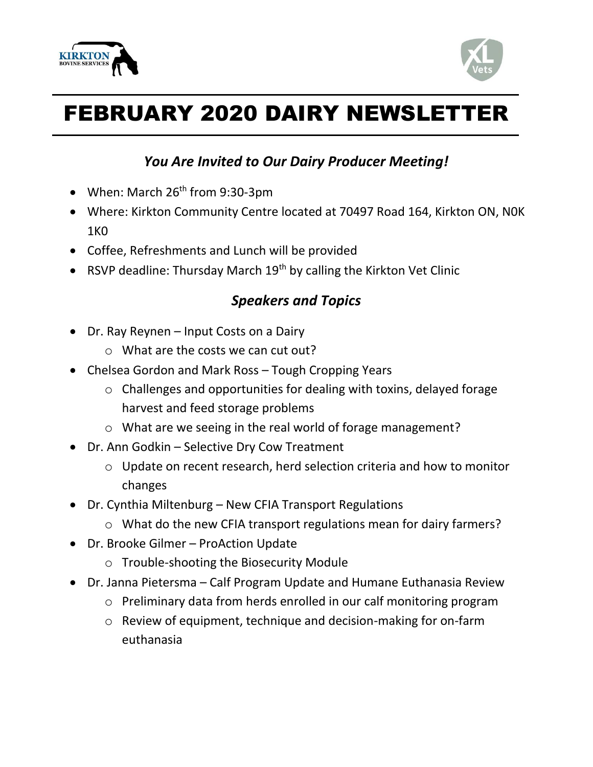# FEBRUARY 2020 DAIRY NEWSLETTER

### *You Are Invited to Our Dairy Producer Meeting!*

- When: March 26th from 9:30-3pm
- Where: Kirkton Community Centre located at 70497 Road 164, Kirkton ON, N0K 1K0
- Coffee, Refreshments and Lunch will be provided
- RSVP deadline: Thursday March 19th by calling the Kirkton Vet Clinic

### *Speakers and Topics*

- Dr. Ray Reynen – Input Costs on a Dairy
  - What are the costs we can cut out?
- Chelsea Gordon and Mark Ross – Tough Cropping Years
  - Challenges and opportunities for dealing with toxins, delayed forage harvest and feed storage problems
  - What are we seeing in the real world of forage management?
- Dr. Ann Godkin – Selective Dry Cow Treatment
  - Update on recent research, herd selection criteria and how to monitor changes
- Dr. Cynthia Miltenburg – New CFIA Transport Regulations
  - What do the new CFIA transport regulations mean for dairy farmers?
- Dr. Brooke Gilmer – ProAction Update
  - Trouble-shooting the Biosecurity Module
- Dr. Janna Pietersma – Calf Program Update and Humane Euthanasia Review
  - Preliminary data from herds enrolled in our calf monitoring program
  - Review of equipment, technique and decision-making for on-farm euthanasia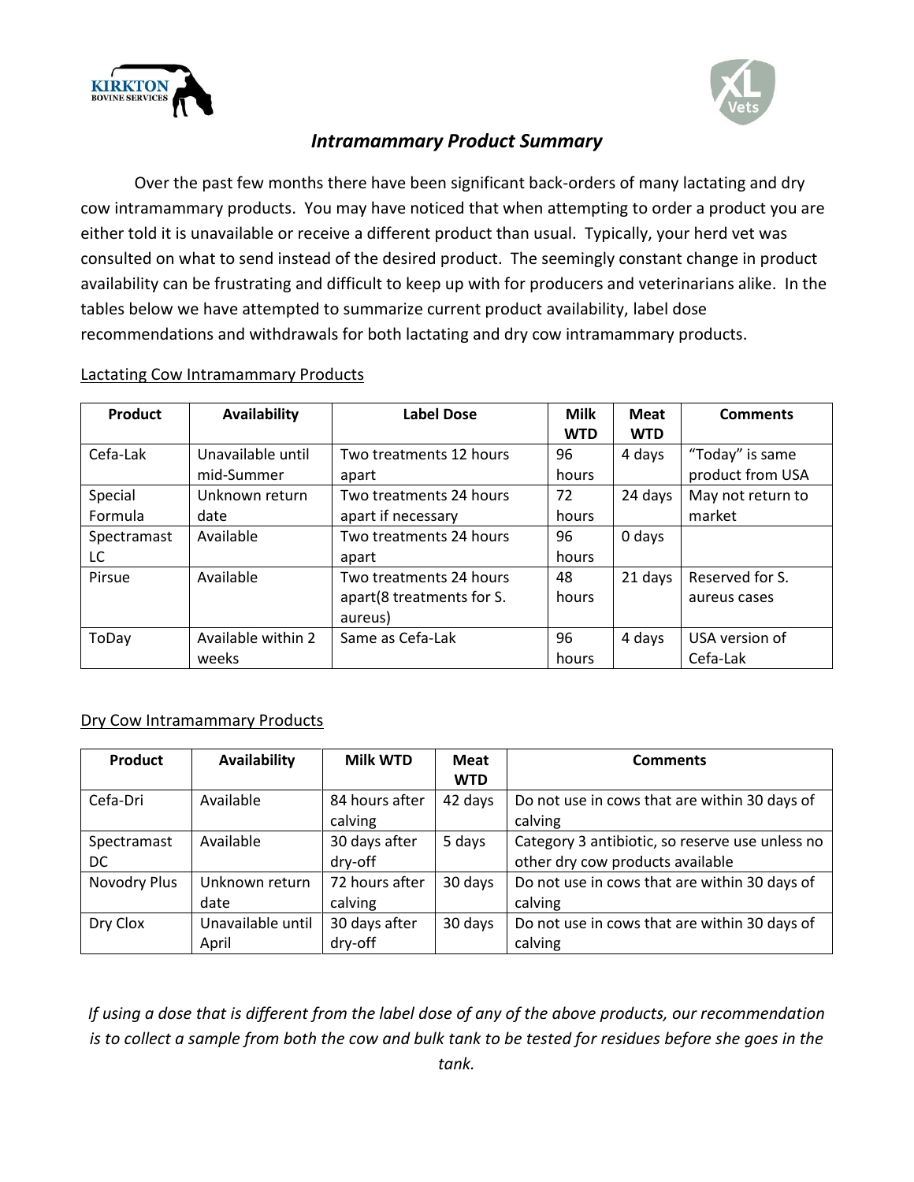## *Intramammary Product Summary*

Over the past few months there have been significant back-orders of many lactating and dry cow intramammary products. You may have noticed that when attempting to order a product you are either told it is unavailable or receive a different product than usual. Typically, your herd vet was consulted on what to send instead of the desired product. The seemingly constant change in product availability can be frustrating and difficult to keep up with for producers and veterinarians alike. In the tables below we have attempted to summarize current product availability, label dose recommendations and withdrawals for both lactating and dry cow intramammary products.

Lactating Cow Intramammary Products

| Product | Availability | Label Dose | Milk WTD | Meat WTD | Comments |
|---|---|---|---|---|---|
| Cefa-Lak | Unavailable until mid-Summer | Two treatments 12 hours apart | 96 hours | 4 days | "Today" is same product from USA |
| Special Formula | Unknown return date | Two treatments 24 hours apart if necessary | 72 hours | 24 days | May not return to market |
| Spectramast LC | Available | Two treatments 24 hours apart | 96 hours | 0 days | |
| Pirsue | Available | Two treatments 24 hours apart(8 treatments for S. aureus) | 48 hours | 21 days | Reserved for S. aureus cases |
| ToDay | Available within 2 weeks | Same as Cefa-Lak | 96 hours | 4 days | USA version of Cefa-Lak |

Dry Cow Intramammary Products

| Product | Availability | Milk WTD | Meat WTD | Comments |
|---|---|---|---|---|
| Cefa-Dri | Available | 84 hours after calving | 42 days | Do not use in cows that are within 30 days of calving |
| Spectramast DC | Available | 30 days after dry-off | 5 days | Category 3 antibiotic, so reserve use unless no other dry cow products available |
| Novodry Plus | Unknown return date | 72 hours after calving | 30 days | Do not use in cows that are within 30 days of calving |
| Dry Clox | Unavailable until April | 30 days after dry-off | 30 days | Do not use in cows that are within 30 days of calving |

*If using a dose that is different from the label dose of any of the above products, our recommendation is to collect a sample from both the cow and bulk tank to be tested for residues before she goes in the tank.*